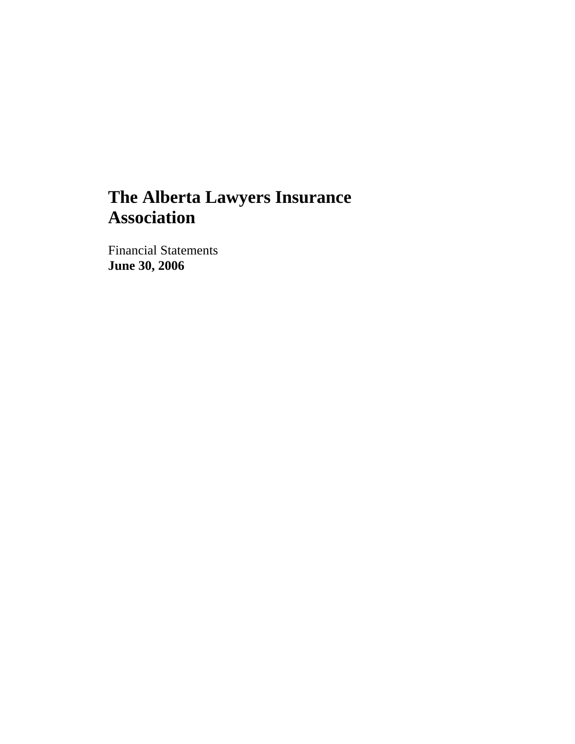# The Alberta Lawyers Insurance Association

Financial Statements
**June 30, 2006**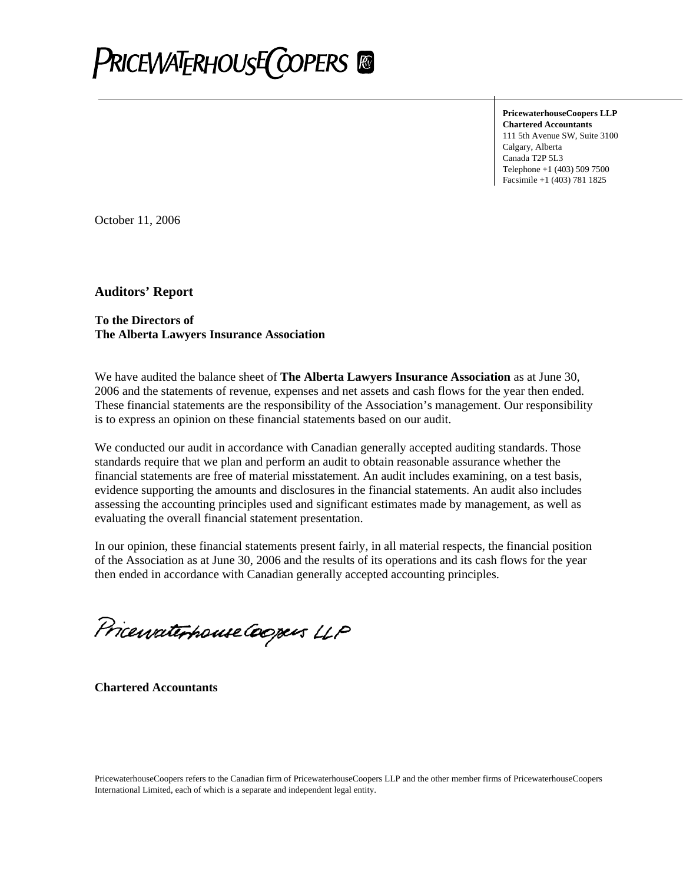**PricewaterhouseCoopers LLP**
**Chartered Accountants**
111 5th Avenue SW, Suite 3100
Calgary, Alberta
Canada T2P 5L3
Telephone +1 (403) 509 7500
Facsimile +1 (403) 781 1825

October 11, 2006

## Auditors' Report

**To the Directors of**
**The Alberta Lawyers Insurance Association**

We have audited the balance sheet of **The Alberta Lawyers Insurance Association** as at June 30, 2006 and the statements of revenue, expenses and net assets and cash flows for the year then ended. These financial statements are the responsibility of the Association's management. Our responsibility is to express an opinion on these financial statements based on our audit.

We conducted our audit in accordance with Canadian generally accepted auditing standards. Those standards require that we plan and perform an audit to obtain reasonable assurance whether the financial statements are free of material misstatement. An audit includes examining, on a test basis, evidence supporting the amounts and disclosures in the financial statements. An audit also includes assessing the accounting principles used and significant estimates made by management, as well as evaluating the overall financial statement presentation.

In our opinion, these financial statements present fairly, in all material respects, the financial position of the Association as at June 30, 2006 and the results of its operations and its cash flows for the year then ended in accordance with Canadian generally accepted accounting principles.

PricewaterhouseCoopers LLP

**Chartered Accountants**

PricewaterhouseCoopers refers to the Canadian firm of PricewaterhouseCoopers LLP and the other member firms of PricewaterhouseCoopers International Limited, each of which is a separate and independent legal entity.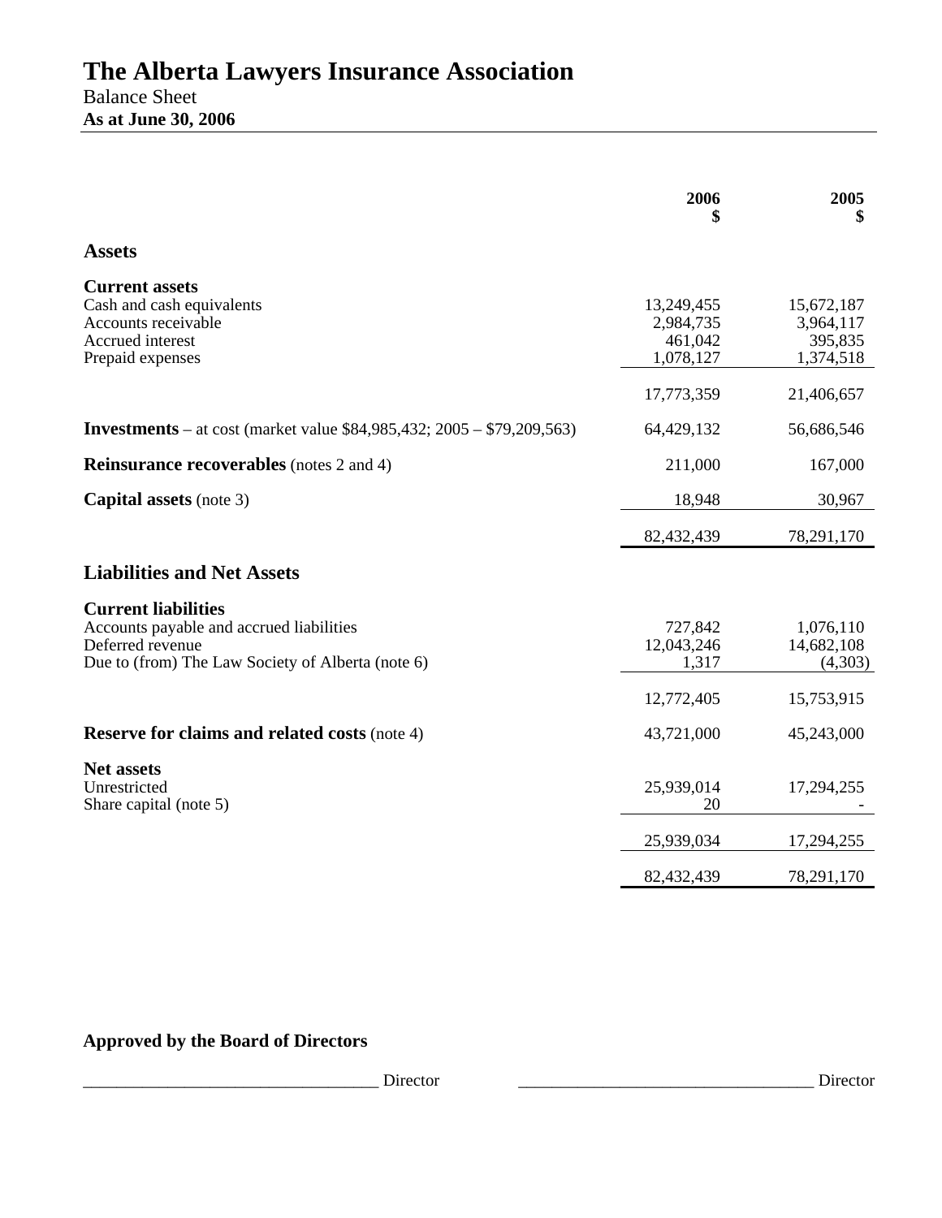# The Alberta Lawyers Insurance Association

Balance Sheet

**As at June 30, 2006**

| | 2006<br>$ | 2005<br>$ |
|---|---|---|
| **Assets** | | |
| **Current assets** | | |
| Cash and cash equivalents | 13,249,455 | 15,672,187 |
| Accounts receivable | 2,984,735 | 3,964,117 |
| Accrued interest | 461,042 | 395,835 |
| Prepaid expenses | 1,078,127 | 1,374,518 |
| | 17,773,359 | 21,406,657 |
| **Investments** – at cost (market value $84,985,432; 2005 – $79,209,563) | 64,429,132 | 56,686,546 |
| **Reinsurance recoverables** (notes 2 and 4) | 211,000 | 167,000 |
| **Capital assets** (note 3) | 18,948 | 30,967 |
| | 82,432,439 | 78,291,170 |
| **Liabilities and Net Assets** | | |
| **Current liabilities** | | |
| Accounts payable and accrued liabilities | 727,842 | 1,076,110 |
| Deferred revenue | 12,043,246 | 14,682,108 |
| Due to (from) The Law Society of Alberta (note 6) | 1,317 | (4,303) |
| | 12,772,405 | 15,753,915 |
| **Reserve for claims and related costs** (note 4) | 43,721,000 | 45,243,000 |
| **Net assets** | | |
| Unrestricted | 25,939,014 | 17,294,255 |
| Share capital (note 5) | 20 | - |
| | 25,939,034 | 17,294,255 |
| | 82,432,439 | 78,291,170 |

**Approved by the Board of Directors**

___________________________________ Director ___________________________________ Director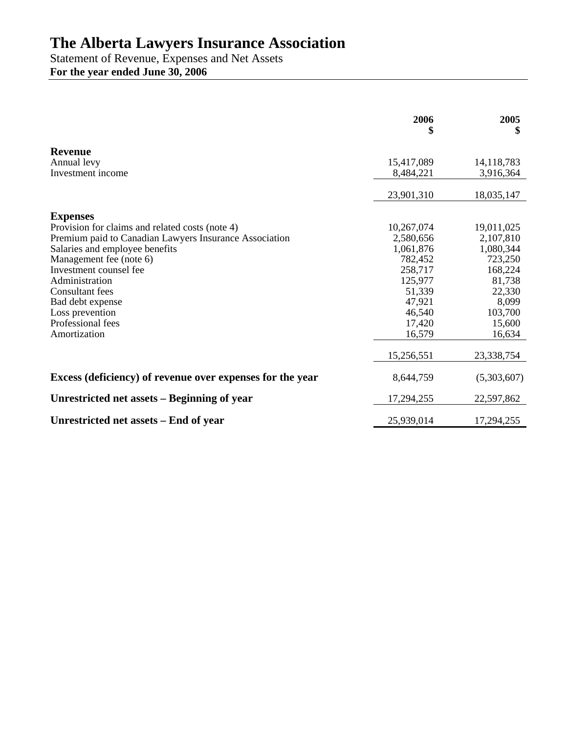# The Alberta Lawyers Insurance Association

Statement of Revenue, Expenses and Net Assets

**For the year ended June 30, 2006**

| | 2006<br>$ | 2005<br>$ |
|---|---:|---:|
| **Revenue** | | |
| Annual levy | 15,417,089 | 14,118,783 |
| Investment income | 8,484,221 | 3,916,364 |
| | 23,901,310 | 18,035,147 |
| **Expenses** | | |
| Provision for claims and related costs (note 4) | 10,267,074 | 19,011,025 |
| Premium paid to Canadian Lawyers Insurance Association | 2,580,656 | 2,107,810 |
| Salaries and employee benefits | 1,061,876 | 1,080,344 |
| Management fee (note 6) | 782,452 | 723,250 |
| Investment counsel fee | 258,717 | 168,224 |
| Administration | 125,977 | 81,738 |
| Consultant fees | 51,339 | 22,330 |
| Bad debt expense | 47,921 | 8,099 |
| Loss prevention | 46,540 | 103,700 |
| Professional fees | 17,420 | 15,600 |
| Amortization | 16,579 | 16,634 |
| | 15,256,551 | 23,338,754 |
| **Excess (deficiency) of revenue over expenses for the year** | 8,644,759 | (5,303,607) |
| **Unrestricted net assets – Beginning of year** | 17,294,255 | 22,597,862 |
| **Unrestricted net assets – End of year** | 25,939,014 | 17,294,255 |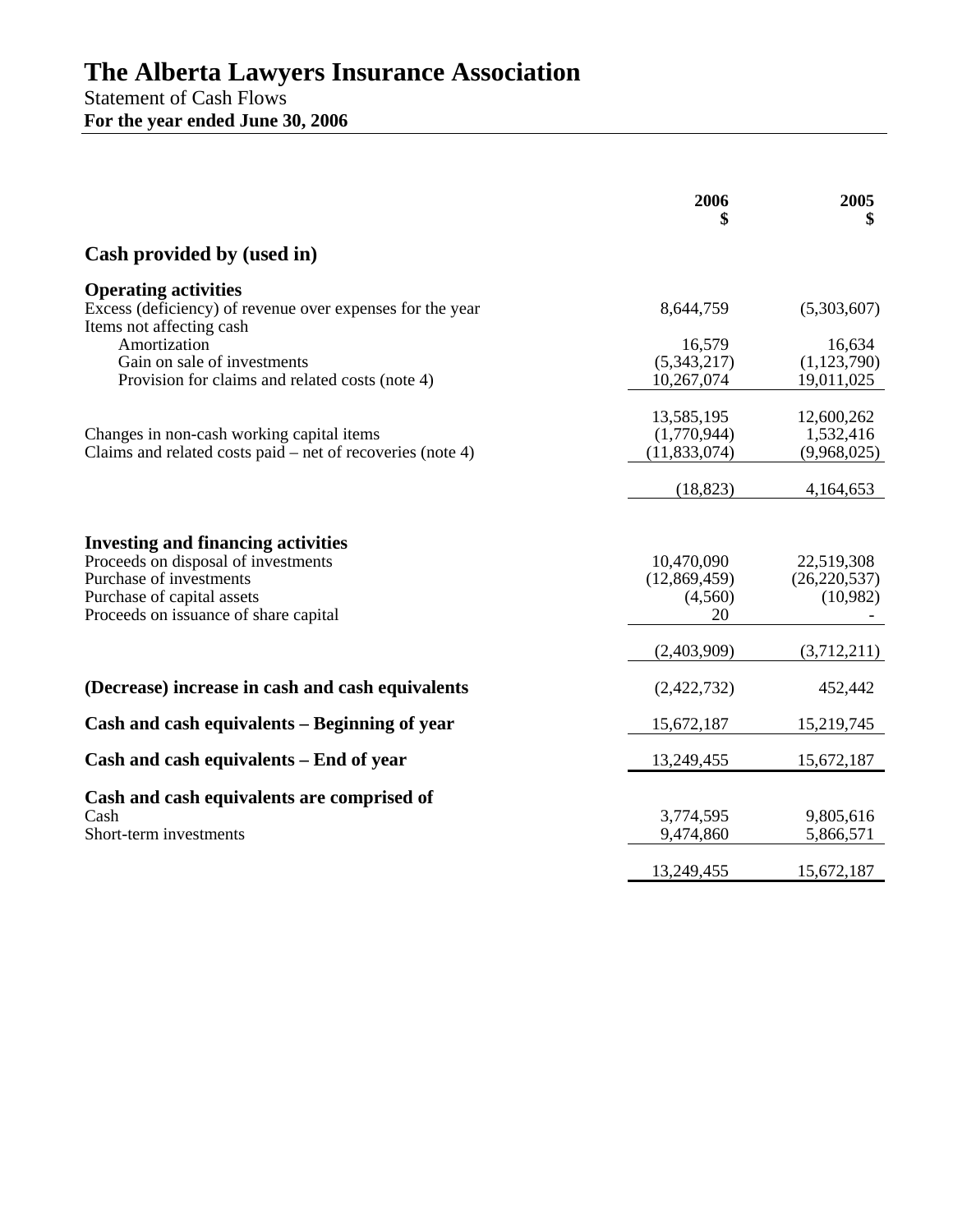# The Alberta Lawyers Insurance Association

Statement of Cash Flows

**For the year ended June 30, 2006**

| | 2006 $ | 2005 $ |
|---|---|---|
| **Cash provided by (used in)** | | |
| **Operating activities** | | |
| Excess (deficiency) of revenue over expenses for the year | 8,644,759 | (5,303,607) |
| Items not affecting cash | | |
| Amortization | 16,579 | 16,634 |
| Gain on sale of investments | (5,343,217) | (1,123,790) |
| Provision for claims and related costs (note 4) | 10,267,074 | 19,011,025 |
| | 13,585,195 | 12,600,262 |
| Changes in non-cash working capital items | (1,770,944) | 1,532,416 |
| Claims and related costs paid – net of recoveries (note 4) | (11,833,074) | (9,968,025) |
| | (18,823) | 4,164,653 |
| **Investing and financing activities** | | |
| Proceeds on disposal of investments | 10,470,090 | 22,519,308 |
| Purchase of investments | (12,869,459) | (26,220,537) |
| Purchase of capital assets | (4,560) | (10,982) |
| Proceeds on issuance of share capital | 20 | - |
| | (2,403,909) | (3,712,211) |
| **(Decrease) increase in cash and cash equivalents** | (2,422,732) | 452,442 |
| **Cash and cash equivalents – Beginning of year** | 15,672,187 | 15,219,745 |
| **Cash and cash equivalents – End of year** | 13,249,455 | 15,672,187 |
| **Cash and cash equivalents are comprised of** | | |
| Cash | 3,774,595 | 9,805,616 |
| Short-term investments | 9,474,860 | 5,866,571 |
| | 13,249,455 | 15,672,187 |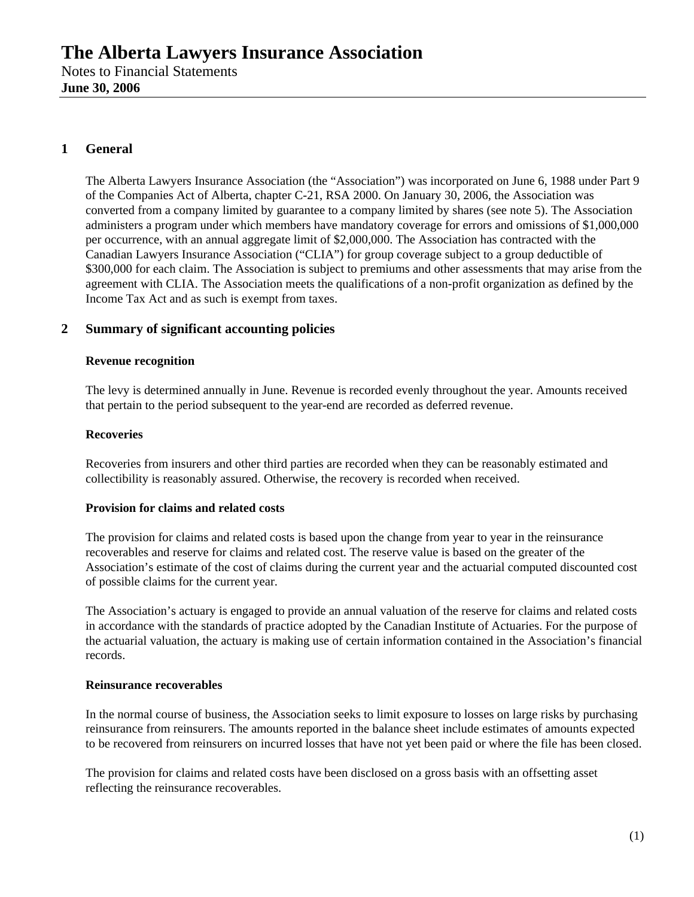# The Alberta Lawyers Insurance Association

Notes to Financial Statements
**June 30, 2006**

## 1 General

The Alberta Lawyers Insurance Association (the "Association") was incorporated on June 6, 1988 under Part 9 of the Companies Act of Alberta, chapter C-21, RSA 2000. On January 30, 2006, the Association was converted from a company limited by guarantee to a company limited by shares (see note 5). The Association administers a program under which members have mandatory coverage for errors and omissions of $1,000,000 per occurrence, with an annual aggregate limit of $2,000,000. The Association has contracted with the Canadian Lawyers Insurance Association ("CLIA") for group coverage subject to a group deductible of $300,000 for each claim. The Association is subject to premiums and other assessments that may arise from the agreement with CLIA. The Association meets the qualifications of a non-profit organization as defined by the Income Tax Act and as such is exempt from taxes.

## 2 Summary of significant accounting policies

### Revenue recognition

The levy is determined annually in June. Revenue is recorded evenly throughout the year. Amounts received that pertain to the period subsequent to the year-end are recorded as deferred revenue.

### Recoveries

Recoveries from insurers and other third parties are recorded when they can be reasonably estimated and collectibility is reasonably assured. Otherwise, the recovery is recorded when received.

### Provision for claims and related costs

The provision for claims and related costs is based upon the change from year to year in the reinsurance recoverables and reserve for claims and related cost. The reserve value is based on the greater of the Association's estimate of the cost of claims during the current year and the actuarial computed discounted cost of possible claims for the current year.

The Association's actuary is engaged to provide an annual valuation of the reserve for claims and related costs in accordance with the standards of practice adopted by the Canadian Institute of Actuaries. For the purpose of the actuarial valuation, the actuary is making use of certain information contained in the Association's financial records.

### Reinsurance recoverables

In the normal course of business, the Association seeks to limit exposure to losses on large risks by purchasing reinsurance from reinsurers. The amounts reported in the balance sheet include estimates of amounts expected to be recovered from reinsurers on incurred losses that have not yet been paid or where the file has been closed.

The provision for claims and related costs have been disclosed on a gross basis with an offsetting asset reflecting the reinsurance recoverables.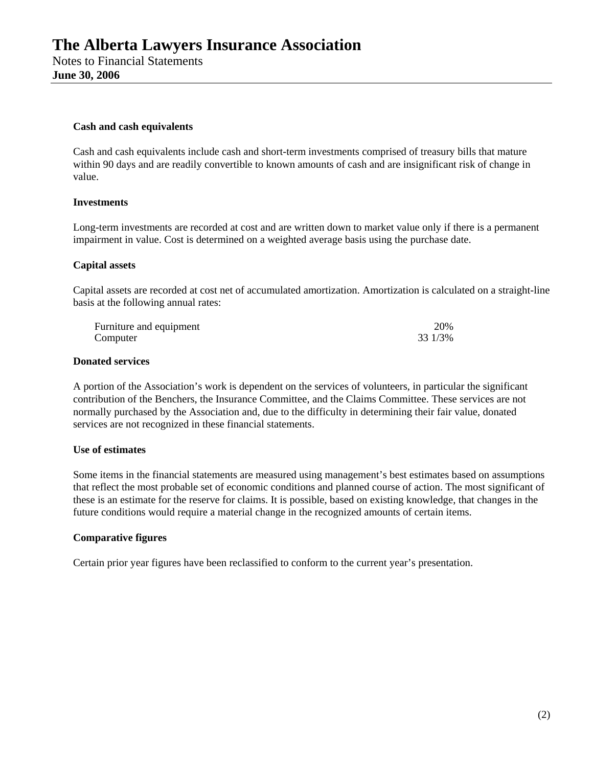# The Alberta Lawyers Insurance Association

Notes to Financial Statements

**June 30, 2006**

**Cash and cash equivalents**

Cash and cash equivalents include cash and short-term investments comprised of treasury bills that mature within 90 days and are readily convertible to known amounts of cash and are insignificant risk of change in value.

**Investments**

Long-term investments are recorded at cost and are written down to market value only if there is a permanent impairment in value. Cost is determined on a weighted average basis using the purchase date.

**Capital assets**

Capital assets are recorded at cost net of accumulated amortization. Amortization is calculated on a straight-line basis at the following annual rates:

| | |
|---|---|
| Furniture and equipment | 20% |
| Computer | 33 1/3% |

**Donated services**

A portion of the Association's work is dependent on the services of volunteers, in particular the significant contribution of the Benchers, the Insurance Committee, and the Claims Committee. These services are not normally purchased by the Association and, due to the difficulty in determining their fair value, donated services are not recognized in these financial statements.

**Use of estimates**

Some items in the financial statements are measured using management's best estimates based on assumptions that reflect the most probable set of economic conditions and planned course of action. The most significant of these is an estimate for the reserve for claims. It is possible, based on existing knowledge, that changes in the future conditions would require a material change in the recognized amounts of certain items.

**Comparative figures**

Certain prior year figures have been reclassified to conform to the current year's presentation.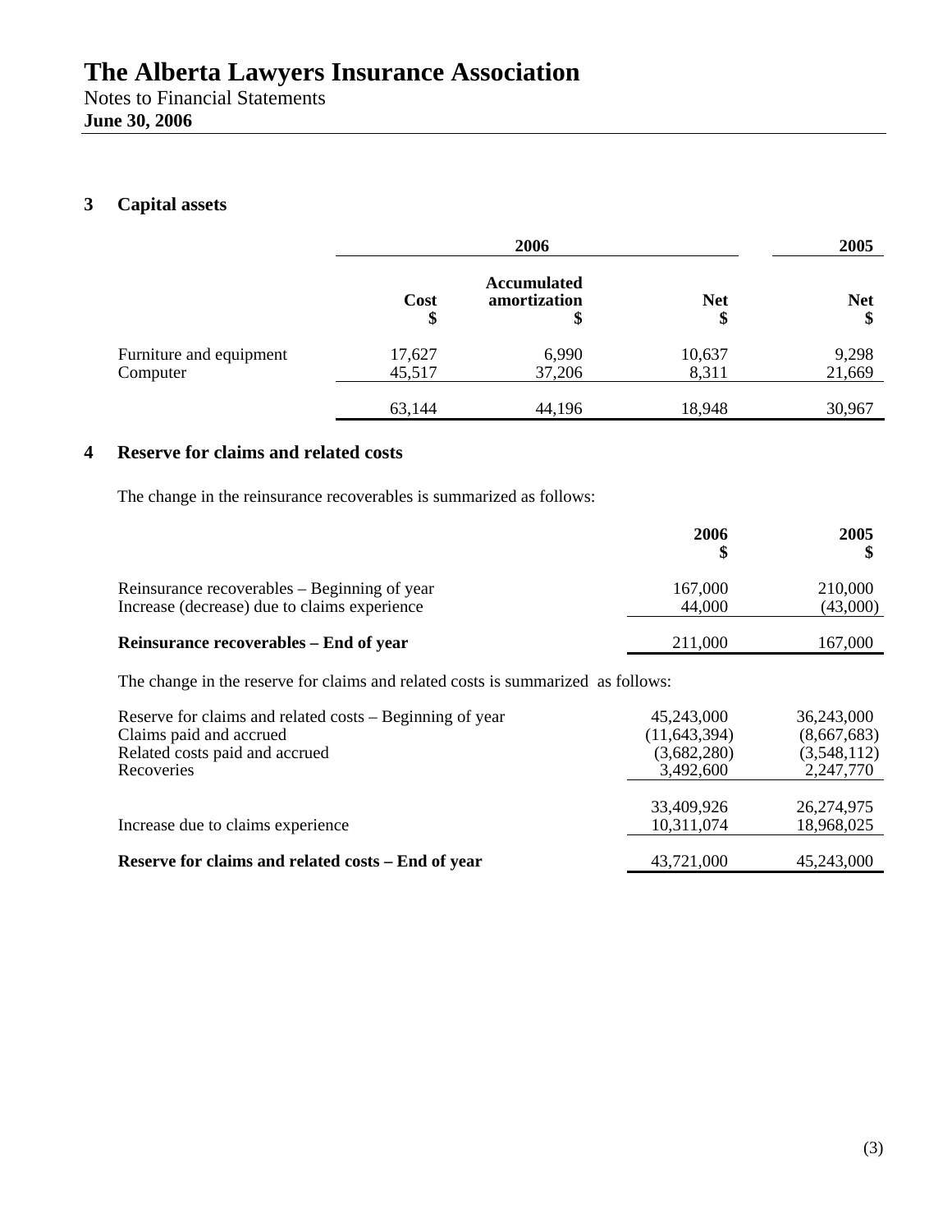# The Alberta Lawyers Insurance Association

Notes to Financial Statements
**June 30, 2006**

## 3 Capital assets

| | 2006 | | | 2005 |
|---|---|---|---|---|
| | **Cost** **$** | **Accumulated amortization** **$** | **Net** **$** | **Net** **$** |
| Furniture and equipment | 17,627 | 6,990 | 10,637 | 9,298 |
| Computer | 45,517 | 37,206 | 8,311 | 21,669 |
| | 63,144 | 44,196 | 18,948 | 30,967 |

## 4 Reserve for claims and related costs

The change in the reinsurance recoverables is summarized as follows:

| | **2006** **$** | **2005** **$** |
|---|---|---|
| Reinsurance recoverables – Beginning of year | 167,000 | 210,000 |
| Increase (decrease) due to claims experience | 44,000 | (43,000) |
| **Reinsurance recoverables – End of year** | 211,000 | 167,000 |

The change in the reserve for claims and related costs is summarized as follows:

| | 2006 | 2005 |
|---|---|---|
| Reserve for claims and related costs – Beginning of year | 45,243,000 | 36,243,000 |
| Claims paid and accrued | (11,643,394) | (8,667,683) |
| Related costs paid and accrued | (3,682,280) | (3,548,112) |
| Recoveries | 3,492,600 | 2,247,770 |
| | 33,409,926 | 26,274,975 |
| Increase due to claims experience | 10,311,074 | 18,968,025 |
| **Reserve for claims and related costs – End of year** | 43,721,000 | 45,243,000 |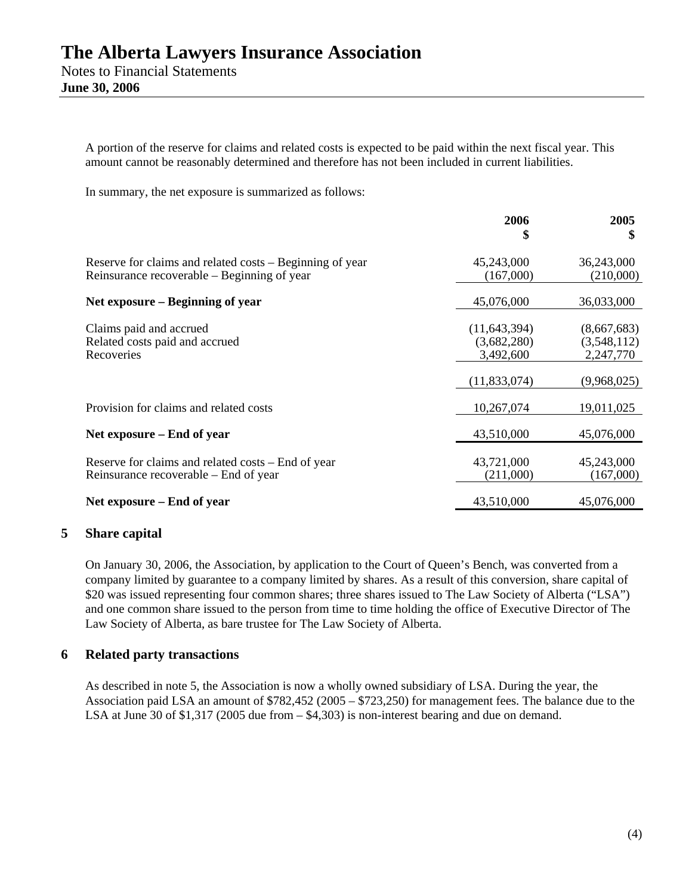A portion of the reserve for claims and related costs is expected to be paid within the next fiscal year. This amount cannot be reasonably determined and therefore has not been included in current liabilities.

In summary, the net exposure is summarized as follows:

| | 2006 $ | 2005 $ |
|---|---|---|
| Reserve for claims and related costs – Beginning of year | 45,243,000 | 36,243,000 |
| Reinsurance recoverable – Beginning of year | (167,000) | (210,000) |
| **Net exposure – Beginning of year** | 45,076,000 | 36,033,000 |
| Claims paid and accrued | (11,643,394) | (8,667,683) |
| Related costs paid and accrued | (3,682,280) | (3,548,112) |
| Recoveries | 3,492,600 | 2,247,770 |
| | (11,833,074) | (9,968,025) |
| Provision for claims and related costs | 10,267,074 | 19,011,025 |
| **Net exposure – End of year** | 43,510,000 | 45,076,000 |
| Reserve for claims and related costs – End of year | 43,721,000 | 45,243,000 |
| Reinsurance recoverable – End of year | (211,000) | (167,000) |
| **Net exposure – End of year** | 43,510,000 | 45,076,000 |

## 5 Share capital

On January 30, 2006, the Association, by application to the Court of Queen's Bench, was converted from a company limited by guarantee to a company limited by shares. As a result of this conversion, share capital of $20 was issued representing four common shares; three shares issued to The Law Society of Alberta ("LSA") and one common share issued to the person from time to time holding the office of Executive Director of The Law Society of Alberta, as bare trustee for The Law Society of Alberta.

## 6 Related party transactions

As described in note 5, the Association is now a wholly owned subsidiary of LSA. During the year, the Association paid LSA an amount of $782,452 (2005 – $723,250) for management fees. The balance due to the LSA at June 30 of $1,317 (2005 due from – $4,303) is non-interest bearing and due on demand.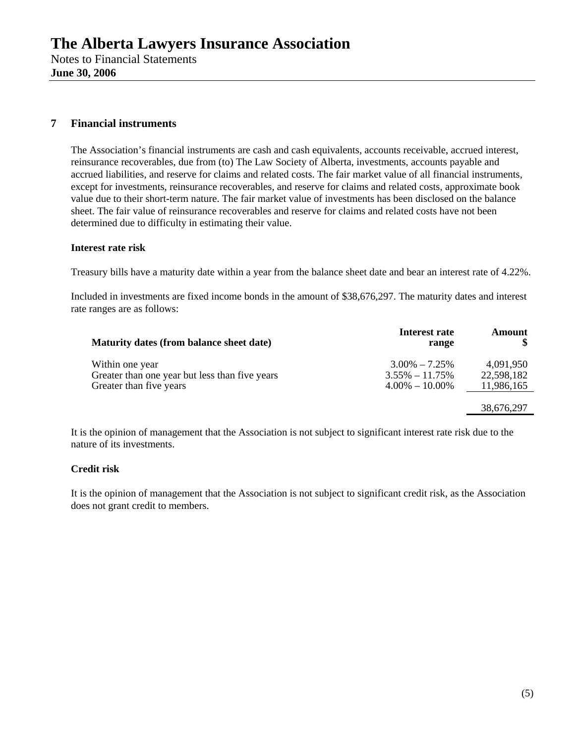# The Alberta Lawyers Insurance Association

Notes to Financial Statements
**June 30, 2006**

## 7 Financial instruments

The Association's financial instruments are cash and cash equivalents, accounts receivable, accrued interest, reinsurance recoverables, due from (to) The Law Society of Alberta, investments, accounts payable and accrued liabilities, and reserve for claims and related costs. The fair market value of all financial instruments, except for investments, reinsurance recoverables, and reserve for claims and related costs, approximate book value due to their short-term nature. The fair market value of investments has been disclosed on the balance sheet. The fair value of reinsurance recoverables and reserve for claims and related costs have not been determined due to difficulty in estimating their value.

### Interest rate risk

Treasury bills have a maturity date within a year from the balance sheet date and bear an interest rate of 4.22%.

Included in investments are fixed income bonds in the amount of $38,676,297. The maturity dates and interest rate ranges are as follows:

| Maturity dates (from balance sheet date) | Interest rate range | Amount $ |
|---|---|---|
| Within one year | 3.00% – 7.25% | 4,091,950 |
| Greater than one year but less than five years | 3.55% – 11.75% | 22,598,182 |
| Greater than five years | 4.00% – 10.00% | 11,986,165 |
| | | 38,676,297 |

It is the opinion of management that the Association is not subject to significant interest rate risk due to the nature of its investments.

### Credit risk

It is the opinion of management that the Association is not subject to significant credit risk, as the Association does not grant credit to members.